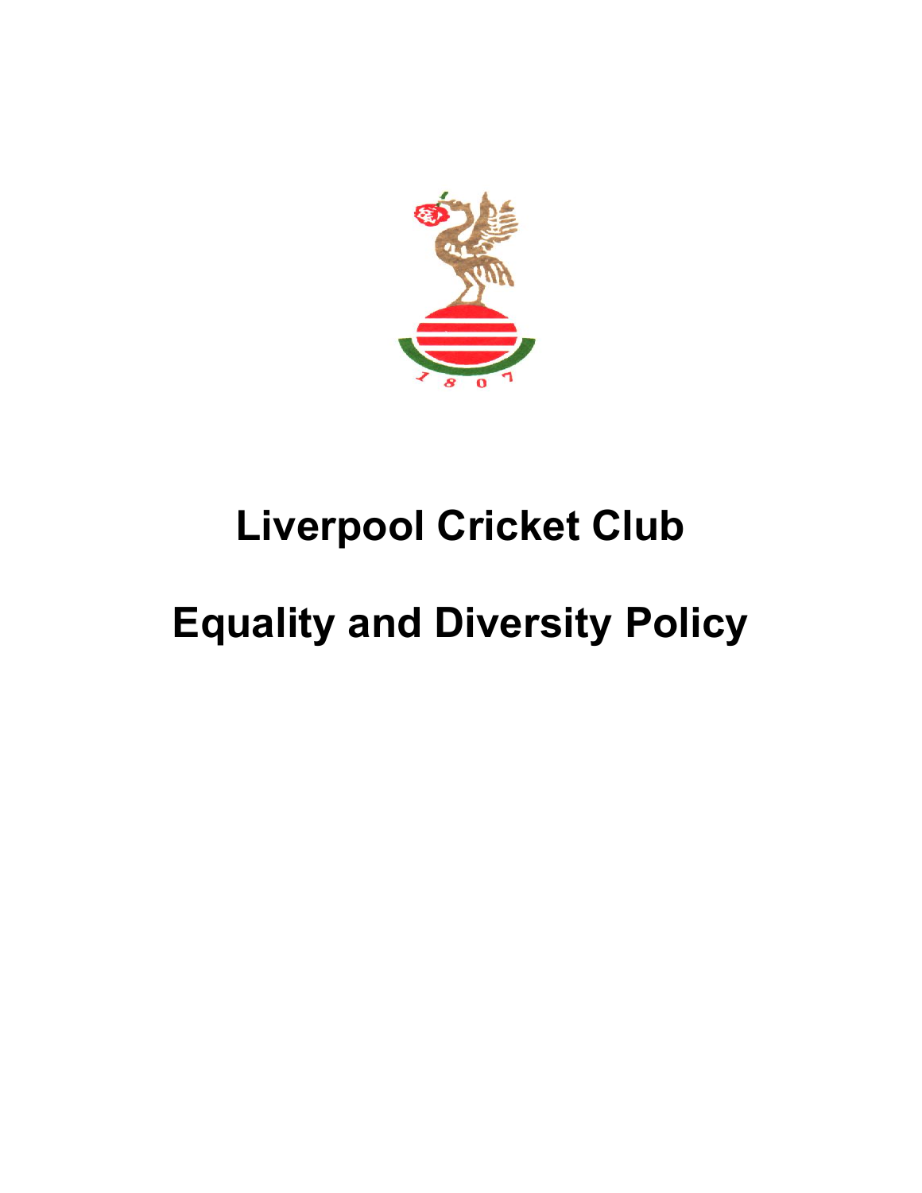# Liverpool Cricket Club

# Equality and Diversity Policy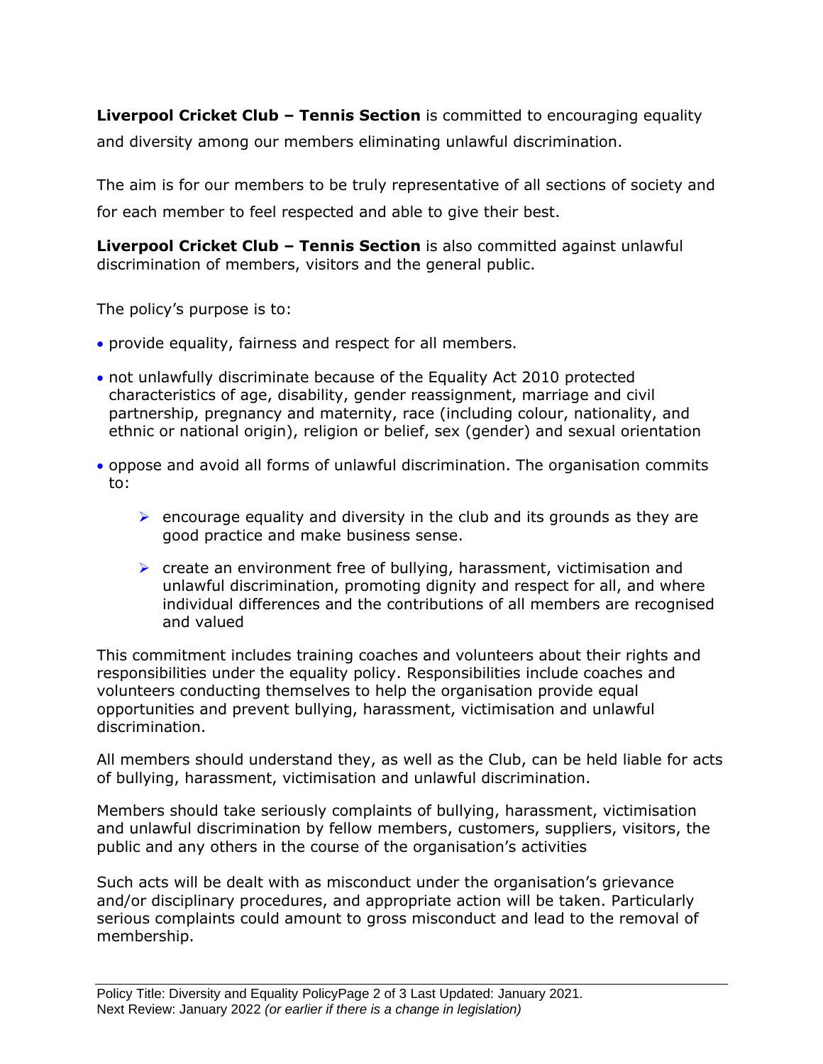**Liverpool Cricket Club – Tennis Section** is committed to encouraging equality and diversity among our members eliminating unlawful discrimination.

The aim is for our members to be truly representative of all sections of society and for each member to feel respected and able to give their best.

**Liverpool Cricket Club – Tennis Section** is also committed against unlawful discrimination of members, visitors and the general public.

The policy's purpose is to:

- provide equality, fairness and respect for all members.
- not unlawfully discriminate because of the Equality Act 2010 protected characteristics of age, disability, gender reassignment, marriage and civil partnership, pregnancy and maternity, race (including colour, nationality, and ethnic or national origin), religion or belief, sex (gender) and sexual orientation
- oppose and avoid all forms of unlawful discrimination. The organisation commits to:
    - encourage equality and diversity in the club and its grounds as they are good practice and make business sense.
    - create an environment free of bullying, harassment, victimisation and unlawful discrimination, promoting dignity and respect for all, and where individual differences and the contributions of all members are recognised and valued

This commitment includes training coaches and volunteers about their rights and responsibilities under the equality policy. Responsibilities include coaches and volunteers conducting themselves to help the organisation provide equal opportunities and prevent bullying, harassment, victimisation and unlawful discrimination.

All members should understand they, as well as the Club, can be held liable for acts of bullying, harassment, victimisation and unlawful discrimination.

Members should take seriously complaints of bullying, harassment, victimisation and unlawful discrimination by fellow members, customers, suppliers, visitors, the public and any others in the course of the organisation's activities

Such acts will be dealt with as misconduct under the organisation's grievance and/or disciplinary procedures, and appropriate action will be taken. Particularly serious complaints could amount to gross misconduct and lead to the removal of membership.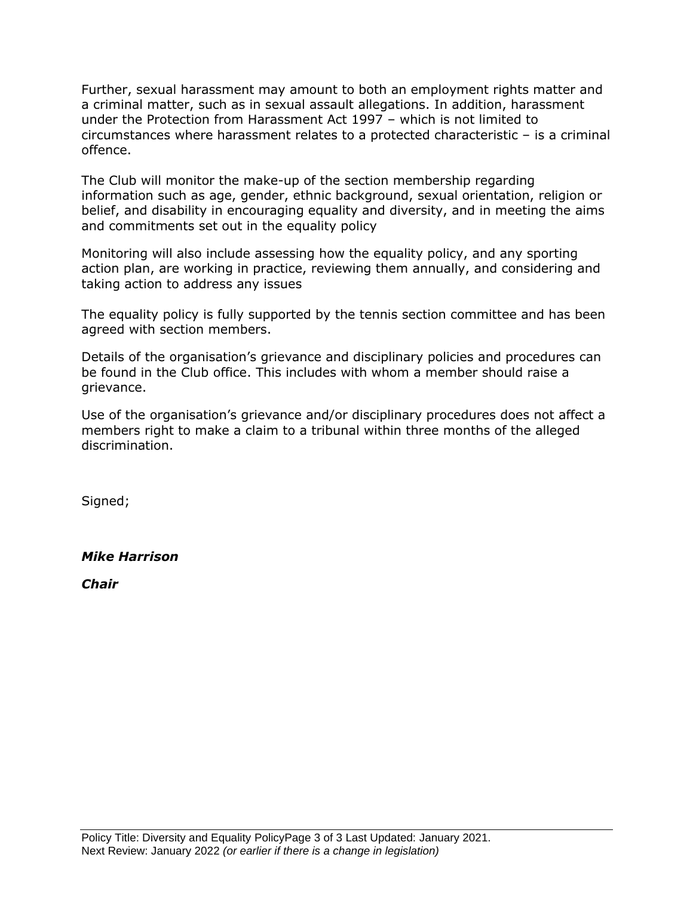Further, sexual harassment may amount to both an employment rights matter and a criminal matter, such as in sexual assault allegations. In addition, harassment under the Protection from Harassment Act 1997 – which is not limited to circumstances where harassment relates to a protected characteristic – is a criminal offence.

The Club will monitor the make-up of the section membership regarding information such as age, gender, ethnic background, sexual orientation, religion or belief, and disability in encouraging equality and diversity, and in meeting the aims and commitments set out in the equality policy

Monitoring will also include assessing how the equality policy, and any sporting action plan, are working in practice, reviewing them annually, and considering and taking action to address any issues

The equality policy is fully supported by the tennis section committee and has been agreed with section members.

Details of the organisation's grievance and disciplinary policies and procedures can be found in the Club office. This includes with whom a member should raise a grievance.

Use of the organisation's grievance and/or disciplinary procedures does not affect a members right to make a claim to a tribunal within three months of the alleged discrimination.

Signed;

***Mike Harrison***

***Chair***